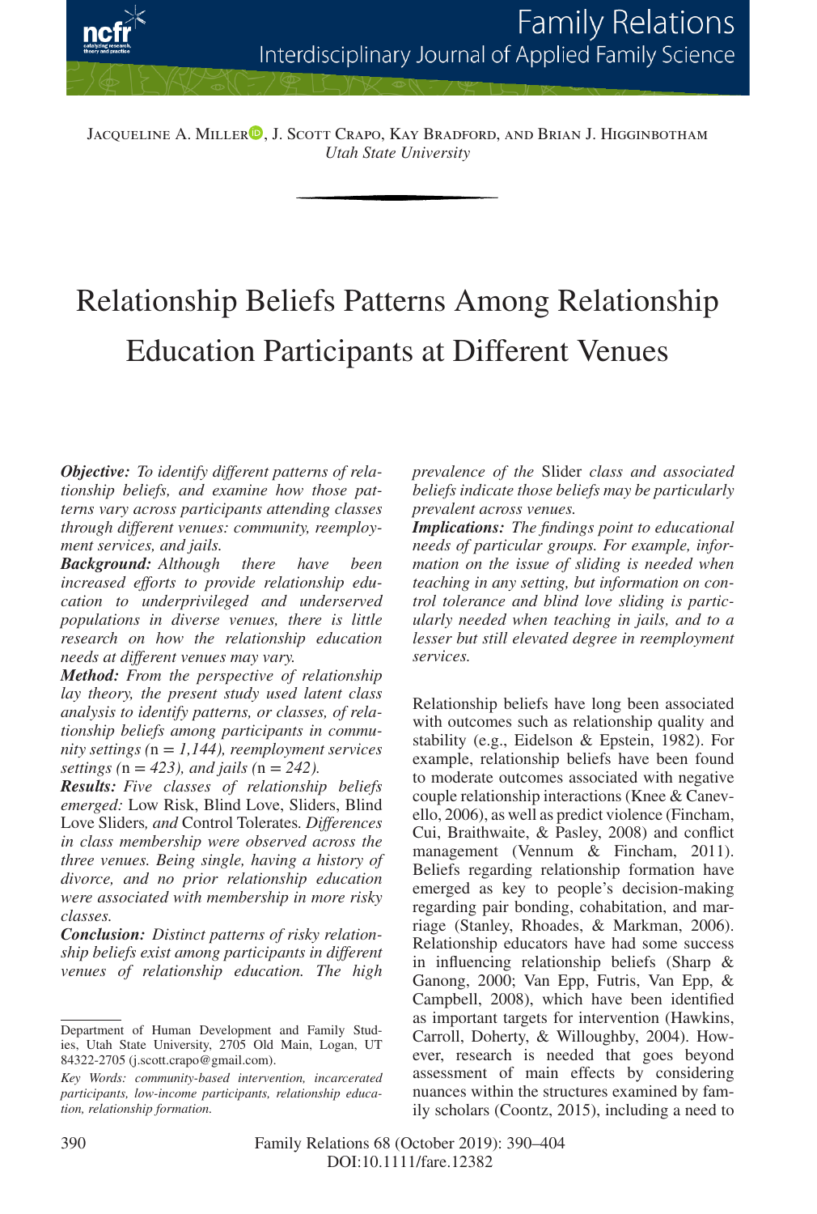Jacqueline A. Miller, J. Scott Crapo, Kay Bradford, and Brian J. Higginbotham
*Utah State University*

# Relationship Beliefs Patterns Among Relationship Education Participants at Different Venues

***Objective:*** *To identify different patterns of relationship beliefs, and examine how those patterns vary across participants attending classes through different venues: community, reemployment services, and jails.*

***Background:*** *Although there have been increased efforts to provide relationship education to underprivileged and underserved populations in diverse venues, there is little research on how the relationship education needs at different venues may vary.*

***Method:*** *From the perspective of relationship lay theory, the present study used latent class analysis to identify patterns, or classes, of relationship beliefs among participants in community settings (*$n = 1,144$*), reemployment services settings (*$n = 423$*), and jails (*$n = 242$*).*

***Results:*** *Five classes of relationship beliefs emerged:* Low Risk, Blind Love, Sliders, Blind Love Sliders*, and* Control Tolerates*. Differences in class membership were observed across the three venues. Being single, having a history of divorce, and no prior relationship education were associated with membership in more risky classes.*

***Conclusion:*** *Distinct patterns of risky relationship beliefs exist among participants in different venues of relationship education. The high prevalence of the* Slider *class and associated beliefs indicate those beliefs may be particularly prevalent across venues.*

***Implications:*** *The findings point to educational needs of particular groups. For example, information on the issue of sliding is needed when teaching in any setting, but information on control tolerance and blind love sliding is particularly needed when teaching in jails, and to a lesser but still elevated degree in reemployment services.*

Department of Human Development and Family Studies, Utah State University, 2705 Old Main, Logan, UT 84322-2705 (j.scott.crapo@gmail.com).

*Key Words: community-based intervention, incarcerated participants, low-income participants, relationship education, relationship formation.*

Relationship beliefs have long been associated with outcomes such as relationship quality and stability (e.g., Eidelson & Epstein, 1982). For example, relationship beliefs have been found to moderate outcomes associated with negative couple relationship interactions (Knee & Canevello, 2006), as well as predict violence (Fincham, Cui, Braithwaite, & Pasley, 2008) and conflict management (Vennum & Fincham, 2011). Beliefs regarding relationship formation have emerged as key to people's decision-making regarding pair bonding, cohabitation, and marriage (Stanley, Rhoades, & Markman, 2006). Relationship educators have had some success in influencing relationship beliefs (Sharp & Ganong, 2000; Van Epp, Futris, Van Epp, & Campbell, 2008), which have been identified as important targets for intervention (Hawkins, Carroll, Doherty, & Willoughby, 2004). However, research is needed that goes beyond assessment of main effects by considering nuances within the structures examined by family scholars (Coontz, 2015), including a need to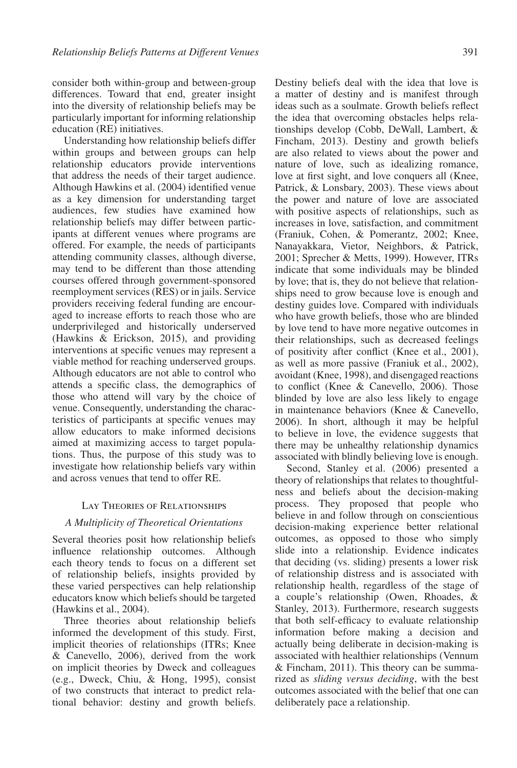consider both within-group and between-group differences. Toward that end, greater insight into the diversity of relationship beliefs may be particularly important for informing relationship education (RE) initiatives.

Understanding how relationship beliefs differ within groups and between groups can help relationship educators provide interventions that address the needs of their target audience. Although Hawkins et al. (2004) identified venue as a key dimension for understanding target audiences, few studies have examined how relationship beliefs may differ between participants at different venues where programs are offered. For example, the needs of participants attending community classes, although diverse, may tend to be different than those attending courses offered through government-sponsored reemployment services (RES) or in jails. Service providers receiving federal funding are encouraged to increase efforts to reach those who are underprivileged and historically underserved (Hawkins & Erickson, 2015), and providing interventions at specific venues may represent a viable method for reaching underserved groups. Although educators are not able to control who attends a specific class, the demographics of those who attend will vary by the choice of venue. Consequently, understanding the characteristics of participants at specific venues may allow educators to make informed decisions aimed at maximizing access to target populations. Thus, the purpose of this study was to investigate how relationship beliefs vary within and across venues that tend to offer RE.

## Lay Theories of Relationships

### *A Multiplicity of Theoretical Orientations*

Several theories posit how relationship beliefs influence relationship outcomes. Although each theory tends to focus on a different set of relationship beliefs, insights provided by these varied perspectives can help relationship educators know which beliefs should be targeted (Hawkins et al., 2004).

Three theories about relationship beliefs informed the development of this study. First, implicit theories of relationships (ITRs; Knee & Canevello, 2006), derived from the work on implicit theories by Dweck and colleagues (e.g., Dweck, Chiu, & Hong, 1995), consist of two constructs that interact to predict relational behavior: destiny and growth beliefs. Destiny beliefs deal with the idea that love is a matter of destiny and is manifest through ideas such as a soulmate. Growth beliefs reflect the idea that overcoming obstacles helps relationships develop (Cobb, DeWall, Lambert, & Fincham, 2013). Destiny and growth beliefs are also related to views about the power and nature of love, such as idealizing romance, love at first sight, and love conquers all (Knee, Patrick, & Lonsbary, 2003). These views about the power and nature of love are associated with positive aspects of relationships, such as increases in love, satisfaction, and commitment (Franiuk, Cohen, & Pomerantz, 2002; Knee, Nanayakkara, Vietor, Neighbors, & Patrick, 2001; Sprecher & Metts, 1999). However, ITRs indicate that some individuals may be blinded by love; that is, they do not believe that relationships need to grow because love is enough and destiny guides love. Compared with individuals who have growth beliefs, those who are blinded by love tend to have more negative outcomes in their relationships, such as decreased feelings of positivity after conflict (Knee et al., 2001), as well as more passive (Franiuk et al., 2002), avoidant (Knee, 1998), and disengaged reactions to conflict (Knee & Canevello, 2006). Those blinded by love are also less likely to engage in maintenance behaviors (Knee & Canevello, 2006). In short, although it may be helpful to believe in love, the evidence suggests that there may be unhealthy relationship dynamics associated with blindly believing love is enough.

Second, Stanley et al. (2006) presented a theory of relationships that relates to thoughtfulness and beliefs about the decision-making process. They proposed that people who believe in and follow through on conscientious decision-making experience better relational outcomes, as opposed to those who simply slide into a relationship. Evidence indicates that deciding (vs. sliding) presents a lower risk of relationship distress and is associated with relationship health, regardless of the stage of a couple's relationship (Owen, Rhoades, & Stanley, 2013). Furthermore, research suggests that both self-efficacy to evaluate relationship information before making a decision and actually being deliberate in decision-making is associated with healthier relationships (Vennum & Fincham, 2011). This theory can be summarized as *sliding versus deciding*, with the best outcomes associated with the belief that one can deliberately pace a relationship.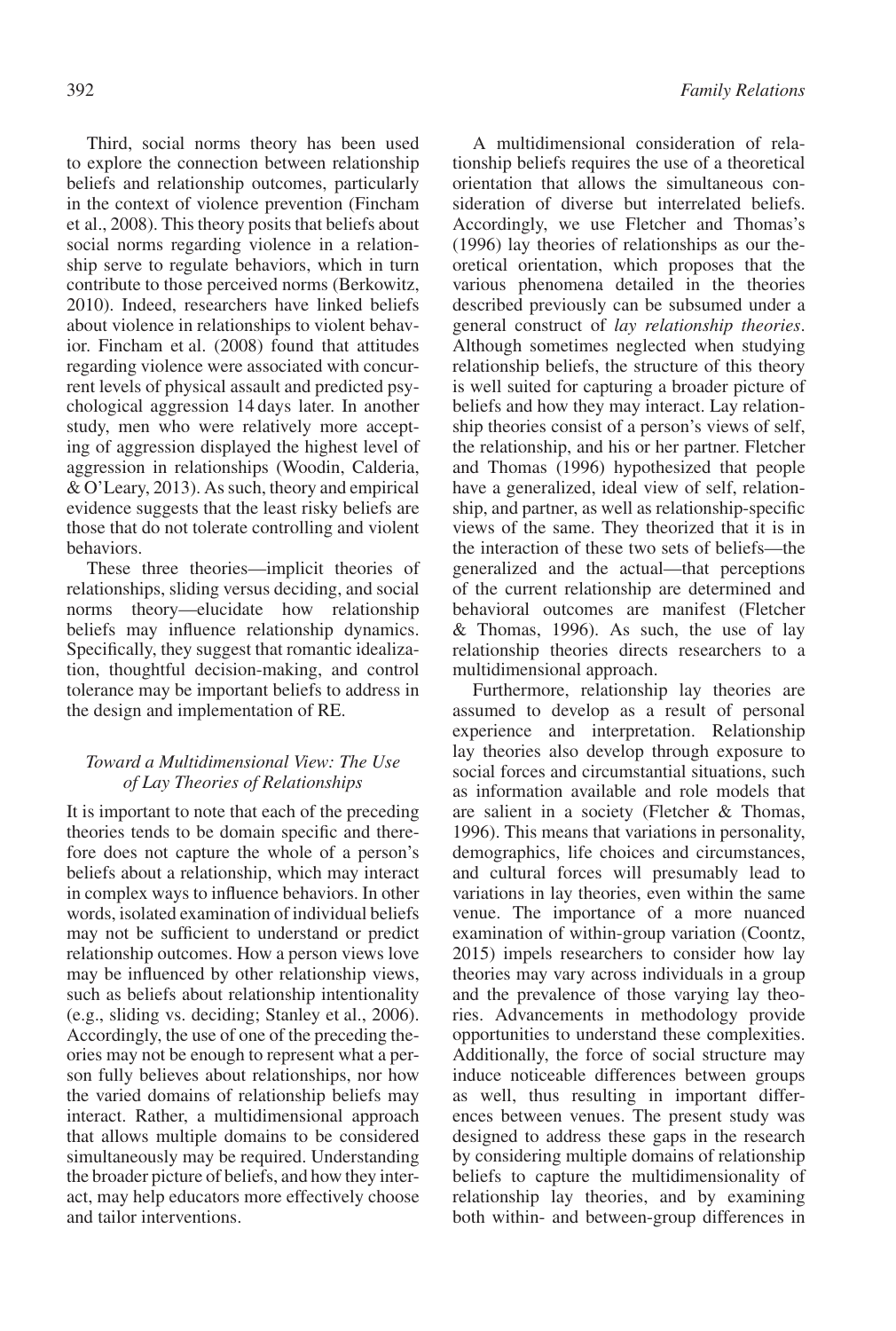Third, social norms theory has been used to explore the connection between relationship beliefs and relationship outcomes, particularly in the context of violence prevention (Fincham et al., 2008). This theory posits that beliefs about social norms regarding violence in a relationship serve to regulate behaviors, which in turn contribute to those perceived norms (Berkowitz, 2010). Indeed, researchers have linked beliefs about violence in relationships to violent behavior. Fincham et al. (2008) found that attitudes regarding violence were associated with concurrent levels of physical assault and predicted psychological aggression 14 days later. In another study, men who were relatively more accepting of aggression displayed the highest level of aggression in relationships (Woodin, Calderia, & O'Leary, 2013). As such, theory and empirical evidence suggests that the least risky beliefs are those that do not tolerate controlling and violent behaviors.

These three theories—implicit theories of relationships, sliding versus deciding, and social norms theory—elucidate how relationship beliefs may influence relationship dynamics. Specifically, they suggest that romantic idealization, thoughtful decision-making, and control tolerance may be important beliefs to address in the design and implementation of RE.

### *Toward a Multidimensional View: The Use of Lay Theories of Relationships*

It is important to note that each of the preceding theories tends to be domain specific and therefore does not capture the whole of a person's beliefs about a relationship, which may interact in complex ways to influence behaviors. In other words, isolated examination of individual beliefs may not be sufficient to understand or predict relationship outcomes. How a person views love may be influenced by other relationship views, such as beliefs about relationship intentionality (e.g., sliding vs. deciding; Stanley et al., 2006). Accordingly, the use of one of the preceding theories may not be enough to represent what a person fully believes about relationships, nor how the varied domains of relationship beliefs may interact. Rather, a multidimensional approach that allows multiple domains to be considered simultaneously may be required. Understanding the broader picture of beliefs, and how they interact, may help educators more effectively choose and tailor interventions.

A multidimensional consideration of relationship beliefs requires the use of a theoretical orientation that allows the simultaneous consideration of diverse but interrelated beliefs. Accordingly, we use Fletcher and Thomas's (1996) lay theories of relationships as our theoretical orientation, which proposes that the various phenomena detailed in the theories described previously can be subsumed under a general construct of *lay relationship theories*. Although sometimes neglected when studying relationship beliefs, the structure of this theory is well suited for capturing a broader picture of beliefs and how they may interact. Lay relationship theories consist of a person's views of self, the relationship, and his or her partner. Fletcher and Thomas (1996) hypothesized that people have a generalized, ideal view of self, relationship, and partner, as well as relationship-specific views of the same. They theorized that it is in the interaction of these two sets of beliefs—the generalized and the actual—that perceptions of the current relationship are determined and behavioral outcomes are manifest (Fletcher & Thomas, 1996). As such, the use of lay relationship theories directs researchers to a multidimensional approach.

Furthermore, relationship lay theories are assumed to develop as a result of personal experience and interpretation. Relationship lay theories also develop through exposure to social forces and circumstantial situations, such as information available and role models that are salient in a society (Fletcher & Thomas, 1996). This means that variations in personality, demographics, life choices and circumstances, and cultural forces will presumably lead to variations in lay theories, even within the same venue. The importance of a more nuanced examination of within-group variation (Coontz, 2015) impels researchers to consider how lay theories may vary across individuals in a group and the prevalence of those varying lay theories. Advancements in methodology provide opportunities to understand these complexities. Additionally, the force of social structure may induce noticeable differences between groups as well, thus resulting in important differences between venues. The present study was designed to address these gaps in the research by considering multiple domains of relationship beliefs to capture the multidimensionality of relationship lay theories, and by examining both within- and between-group differences in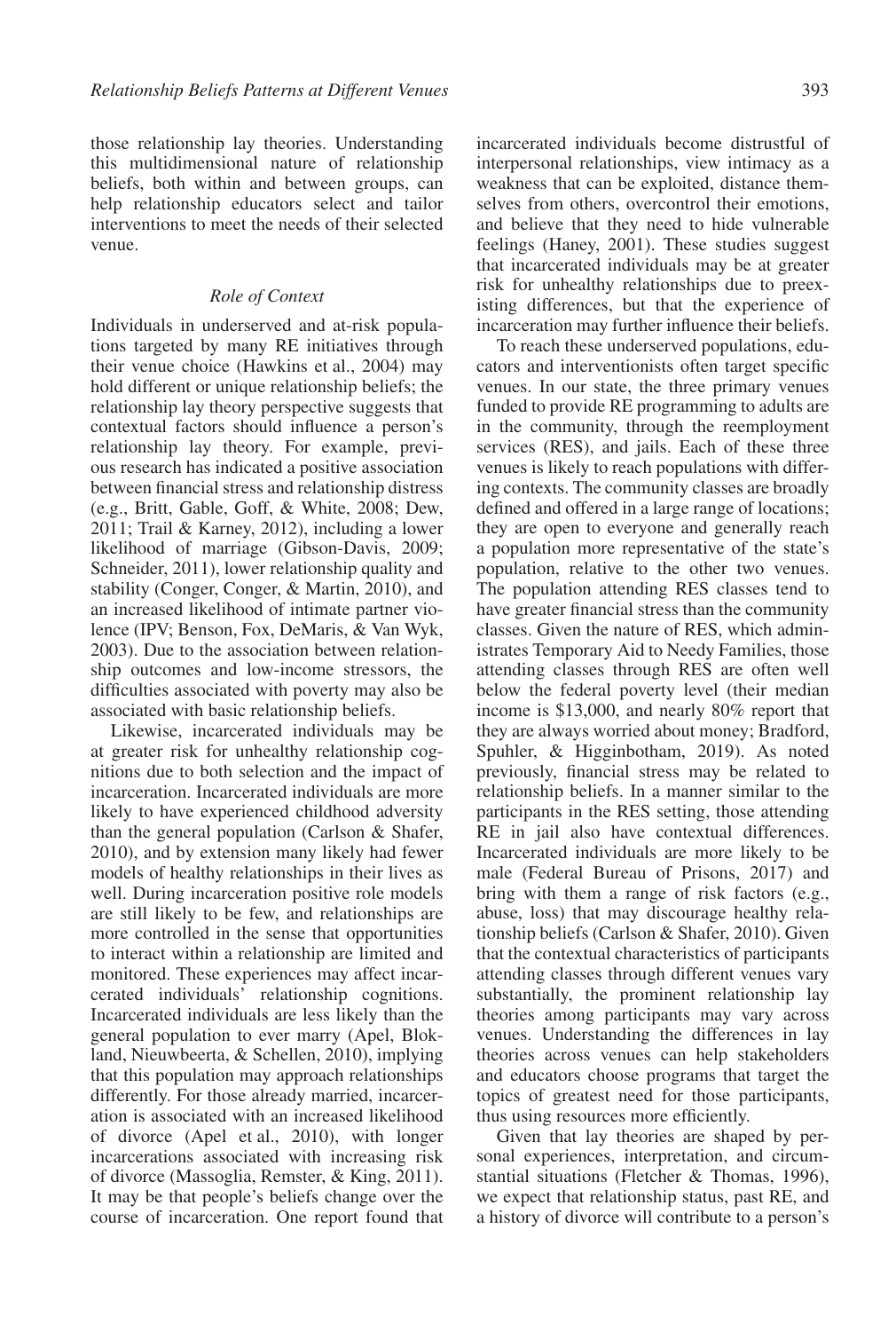those relationship lay theories. Understanding this multidimensional nature of relationship beliefs, both within and between groups, can help relationship educators select and tailor interventions to meet the needs of their selected venue.

### *Role of Context*

Individuals in underserved and at-risk populations targeted by many RE initiatives through their venue choice (Hawkins et al., 2004) may hold different or unique relationship beliefs; the relationship lay theory perspective suggests that contextual factors should influence a person's relationship lay theory. For example, previous research has indicated a positive association between financial stress and relationship distress (e.g., Britt, Gable, Goff, & White, 2008; Dew, 2011; Trail & Karney, 2012), including a lower likelihood of marriage (Gibson-Davis, 2009; Schneider, 2011), lower relationship quality and stability (Conger, Conger, & Martin, 2010), and an increased likelihood of intimate partner violence (IPV; Benson, Fox, DeMaris, & Van Wyk, 2003). Due to the association between relationship outcomes and low-income stressors, the difficulties associated with poverty may also be associated with basic relationship beliefs.

Likewise, incarcerated individuals may be at greater risk for unhealthy relationship cognitions due to both selection and the impact of incarceration. Incarcerated individuals are more likely to have experienced childhood adversity than the general population (Carlson & Shafer, 2010), and by extension many likely had fewer models of healthy relationships in their lives as well. During incarceration positive role models are still likely to be few, and relationships are more controlled in the sense that opportunities to interact within a relationship are limited and monitored. These experiences may affect incarcerated individuals' relationship cognitions. Incarcerated individuals are less likely than the general population to ever marry (Apel, Blokland, Nieuwbeerta, & Schellen, 2010), implying that this population may approach relationships differently. For those already married, incarceration is associated with an increased likelihood of divorce (Apel et al., 2010), with longer incarcerations associated with increasing risk of divorce (Massoglia, Remster, & King, 2011). It may be that people's beliefs change over the course of incarceration. One report found that incarcerated individuals become distrustful of interpersonal relationships, view intimacy as a weakness that can be exploited, distance themselves from others, overcontrol their emotions, and believe that they need to hide vulnerable feelings (Haney, 2001). These studies suggest that incarcerated individuals may be at greater risk for unhealthy relationships due to preexisting differences, but that the experience of incarceration may further influence their beliefs.

To reach these underserved populations, educators and interventionists often target specific venues. In our state, the three primary venues funded to provide RE programming to adults are in the community, through the reemployment services (RES), and jails. Each of these three venues is likely to reach populations with differing contexts. The community classes are broadly defined and offered in a large range of locations; they are open to everyone and generally reach a population more representative of the state's population, relative to the other two venues. The population attending RES classes tend to have greater financial stress than the community classes. Given the nature of RES, which administrates Temporary Aid to Needy Families, those attending classes through RES are often well below the federal poverty level (their median income is $13,000, and nearly 80% report that they are always worried about money; Bradford, Spuhler, & Higginbotham, 2019). As noted previously, financial stress may be related to relationship beliefs. In a manner similar to the participants in the RES setting, those attending RE in jail also have contextual differences. Incarcerated individuals are more likely to be male (Federal Bureau of Prisons, 2017) and bring with them a range of risk factors (e.g., abuse, loss) that may discourage healthy relationship beliefs (Carlson & Shafer, 2010). Given that the contextual characteristics of participants attending classes through different venues vary substantially, the prominent relationship lay theories among participants may vary across venues. Understanding the differences in lay theories across venues can help stakeholders and educators choose programs that target the topics of greatest need for those participants, thus using resources more efficiently.

Given that lay theories are shaped by personal experiences, interpretation, and circumstantial situations (Fletcher & Thomas, 1996), we expect that relationship status, past RE, and a history of divorce will contribute to a person's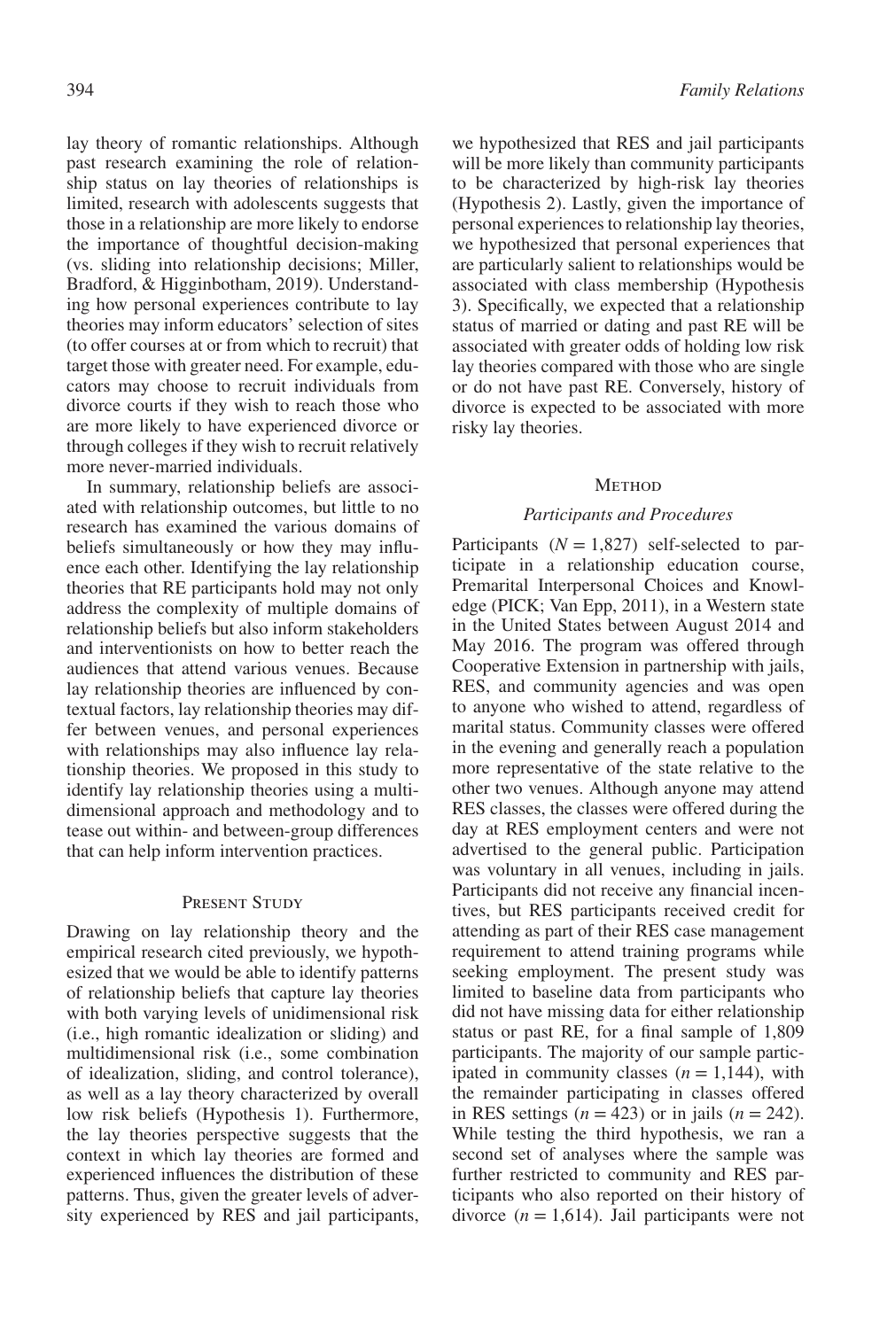lay theory of romantic relationships. Although past research examining the role of relationship status on lay theories of relationships is limited, research with adolescents suggests that those in a relationship are more likely to endorse the importance of thoughtful decision-making (vs. sliding into relationship decisions; Miller, Bradford, & Higginbotham, 2019). Understanding how personal experiences contribute to lay theories may inform educators' selection of sites (to offer courses at or from which to recruit) that target those with greater need. For example, educators may choose to recruit individuals from divorce courts if they wish to reach those who are more likely to have experienced divorce or through colleges if they wish to recruit relatively more never-married individuals.

In summary, relationship beliefs are associated with relationship outcomes, but little to no research has examined the various domains of beliefs simultaneously or how they may influence each other. Identifying the lay relationship theories that RE participants hold may not only address the complexity of multiple domains of relationship beliefs but also inform stakeholders and interventionists on how to better reach the audiences that attend various venues. Because lay relationship theories are influenced by contextual factors, lay relationship theories may differ between venues, and personal experiences with relationships may also influence lay relationship theories. We proposed in this study to identify lay relationship theories using a multidimensional approach and methodology and to tease out within- and between-group differences that can help inform intervention practices.

## Present Study

Drawing on lay relationship theory and the empirical research cited previously, we hypothesized that we would be able to identify patterns of relationship beliefs that capture lay theories with both varying levels of unidimensional risk (i.e., high romantic idealization or sliding) and multidimensional risk (i.e., some combination of idealization, sliding, and control tolerance), as well as a lay theory characterized by overall low risk beliefs (Hypothesis 1). Furthermore, the lay theories perspective suggests that the context in which lay theories are formed and experienced influences the distribution of these patterns. Thus, given the greater levels of adversity experienced by RES and jail participants, we hypothesized that RES and jail participants will be more likely than community participants to be characterized by high-risk lay theories (Hypothesis 2). Lastly, given the importance of personal experiences to relationship lay theories, we hypothesized that personal experiences that are particularly salient to relationships would be associated with class membership (Hypothesis 3). Specifically, we expected that a relationship status of married or dating and past RE will be associated with greater odds of holding low risk lay theories compared with those who are single or do not have past RE. Conversely, history of divorce is expected to be associated with more risky lay theories.

## Method

### *Participants and Procedures*

Participants ($N = 1,827$) self-selected to participate in a relationship education course, Premarital Interpersonal Choices and Knowledge (PICK; Van Epp, 2011), in a Western state in the United States between August 2014 and May 2016. The program was offered through Cooperative Extension in partnership with jails, RES, and community agencies and was open to anyone who wished to attend, regardless of marital status. Community classes were offered in the evening and generally reach a population more representative of the state relative to the other two venues. Although anyone may attend RES classes, the classes were offered during the day at RES employment centers and were not advertised to the general public. Participation was voluntary in all venues, including in jails. Participants did not receive any financial incentives, but RES participants received credit for attending as part of their RES case management requirement to attend training programs while seeking employment. The present study was limited to baseline data from participants who did not have missing data for either relationship status or past RE, for a final sample of 1,809 participants. The majority of our sample participated in community classes ($n = 1,144$), with the remainder participating in classes offered in RES settings ($n = 423$) or in jails ($n = 242$). While testing the third hypothesis, we ran a second set of analyses where the sample was further restricted to community and RES participants who also reported on their history of divorce ($n = 1,614$). Jail participants were not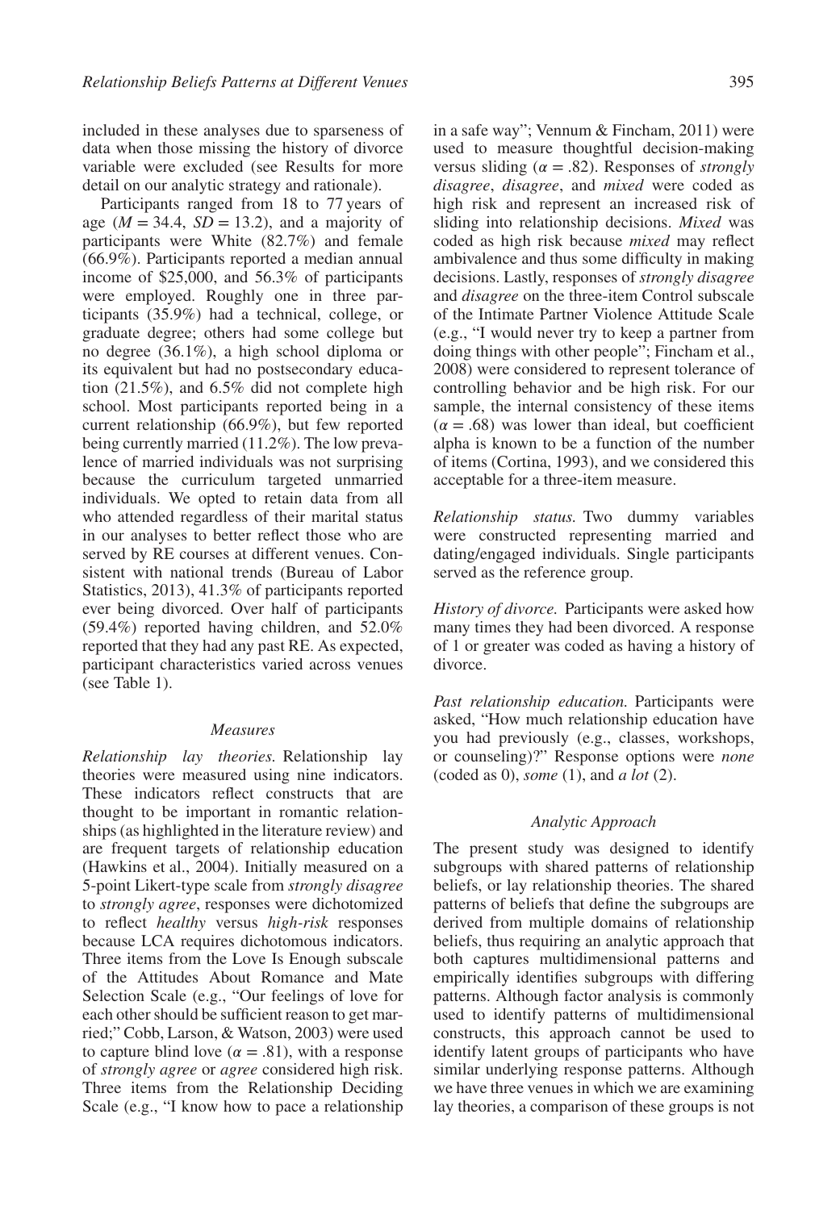included in these analyses due to sparseness of data when those missing the history of divorce variable were excluded (see Results for more detail on our analytic strategy and rationale).

Participants ranged from 18 to 77 years of age ($M = 34.4$, $SD = 13.2$), and a majority of participants were White (82.7%) and female (66.9%). Participants reported a median annual income of $25,000, and 56.3% of participants were employed. Roughly one in three participants (35.9%) had a technical, college, or graduate degree; others had some college but no degree (36.1%), a high school diploma or its equivalent but had no postsecondary education (21.5%), and 6.5% did not complete high school. Most participants reported being in a current relationship (66.9%), but few reported being currently married (11.2%). The low prevalence of married individuals was not surprising because the curriculum targeted unmarried individuals. We opted to retain data from all who attended regardless of their marital status in our analyses to better reflect those who are served by RE courses at different venues. Consistent with national trends (Bureau of Labor Statistics, 2013), 41.3% of participants reported ever being divorced. Over half of participants (59.4%) reported having children, and 52.0% reported that they had any past RE. As expected, participant characteristics varied across venues (see Table 1).

### Measures

*Relationship lay theories.* Relationship lay theories were measured using nine indicators. These indicators reflect constructs that are thought to be important in romantic relationships (as highlighted in the literature review) and are frequent targets of relationship education (Hawkins et al., 2004). Initially measured on a 5-point Likert-type scale from *strongly disagree* to *strongly agree*, responses were dichotomized to reflect *healthy* versus *high-risk* responses because LCA requires dichotomous indicators. Three items from the Love Is Enough subscale of the Attitudes About Romance and Mate Selection Scale (e.g., "Our feelings of love for each other should be sufficient reason to get married;" Cobb, Larson, & Watson, 2003) were used to capture blind love ($\alpha = .81$), with a response of *strongly agree* or *agree* considered high risk. Three items from the Relationship Deciding Scale (e.g., "I know how to pace a relationship in a safe way"; Vennum & Fincham, 2011) were used to measure thoughtful decision-making versus sliding ($\alpha = .82$). Responses of *strongly disagree*, *disagree*, and *mixed* were coded as high risk and represent an increased risk of sliding into relationship decisions. *Mixed* was coded as high risk because *mixed* may reflect ambivalence and thus some difficulty in making decisions. Lastly, responses of *strongly disagree* and *disagree* on the three-item Control subscale of the Intimate Partner Violence Attitude Scale (e.g., "I would never try to keep a partner from doing things with other people"; Fincham et al., 2008) were considered to represent tolerance of controlling behavior and be high risk. For our sample, the internal consistency of these items ($\alpha = .68$) was lower than ideal, but coefficient alpha is known to be a function of the number of items (Cortina, 1993), and we considered this acceptable for a three-item measure.

*Relationship status.* Two dummy variables were constructed representing married and dating/engaged individuals. Single participants served as the reference group.

*History of divorce.* Participants were asked how many times they had been divorced. A response of 1 or greater was coded as having a history of divorce.

*Past relationship education.* Participants were asked, "How much relationship education have you had previously (e.g., classes, workshops, or counseling)?" Response options were *none* (coded as 0), *some* (1), and *a lot* (2).

### Analytic Approach

The present study was designed to identify subgroups with shared patterns of relationship beliefs, or lay relationship theories. The shared patterns of beliefs that define the subgroups are derived from multiple domains of relationship beliefs, thus requiring an analytic approach that both captures multidimensional patterns and empirically identifies subgroups with differing patterns. Although factor analysis is commonly used to identify patterns of multidimensional constructs, this approach cannot be used to identify latent groups of participants who have similar underlying response patterns. Although we have three venues in which we are examining lay theories, a comparison of these groups is not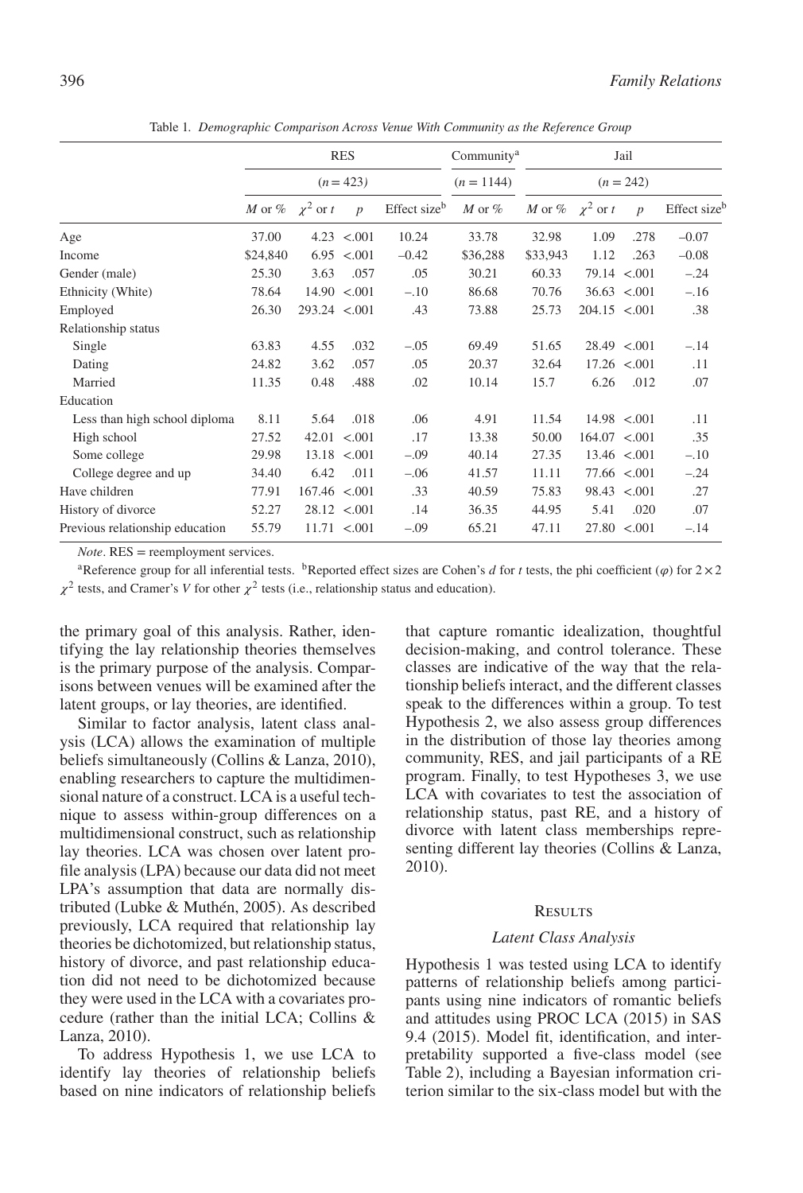Table 1. *Demographic Comparison Across Venue With Community as the Reference Group*

| | RES | | | | Community[a] | Jail | | | |
|---|---|---|---|---|---|---|---|---|---|
| | ($n = 423$) | | | | ($n = 1144$) | ($n = 242$) | | | |
| | $M$ or % | $\chi^2$ or $t$ | $p$ | Effect size[b] | $M$ or % | $M$ or % | $\chi^2$ or $t$ | $p$ | Effect size[b] |
| Age | 37.00 | 4.23 | <.001 | 10.24 | 33.78 | 32.98 | 1.09 | .278 | −0.07 |
| Income | \$24,840 | 6.95 | <.001 | −0.42 | \$36,288 | \$33,943 | 1.12 | .263 | −0.08 |
| Gender (male) | 25.30 | 3.63 | .057 | .05 | 30.21 | 60.33 | 79.14 | <.001 | −.24 |
| Ethnicity (White) | 78.64 | 14.90 | <.001 | −.10 | 86.68 | 70.76 | 36.63 | <.001 | −.16 |
| Employed | 26.30 | 293.24 | <.001 | .43 | 73.88 | 25.73 | 204.15 | <.001 | .38 |
| Relationship status | | | | | | | | | |
| Single | 63.83 | 4.55 | .032 | −.05 | 69.49 | 51.65 | 28.49 | <.001 | −.14 |
| Dating | 24.82 | 3.62 | .057 | .05 | 20.37 | 32.64 | 17.26 | <.001 | .11 |
| Married | 11.35 | 0.48 | .488 | .02 | 10.14 | 15.7 | 6.26 | .012 | .07 |
| Education | | | | | | | | | |
| Less than high school diploma | 8.11 | 5.64 | .018 | .06 | 4.91 | 11.54 | 14.98 | <.001 | .11 |
| High school | 27.52 | 42.01 | <.001 | .17 | 13.38 | 50.00 | 164.07 | <.001 | .35 |
| Some college | 29.98 | 13.18 | <.001 | −.09 | 40.14 | 27.35 | 13.46 | <.001 | −.10 |
| College degree and up | 34.40 | 6.42 | .011 | −.06 | 41.57 | 11.11 | 77.66 | <.001 | −.24 |
| Have children | 77.91 | 167.46 | <.001 | .33 | 40.59 | 75.83 | 98.43 | <.001 | .27 |
| History of divorce | 52.27 | 28.12 | <.001 | .14 | 36.35 | 44.95 | 5.41 | .020 | .07 |
| Previous relationship education | 55.79 | 11.71 | <.001 | −.09 | 65.21 | 47.11 | 27.80 | <.001 | −.14 |

*Note*. RES = reemployment services.

[a]Reference group for all inferential tests. [b]Reported effect sizes are Cohen's $d$ for $t$ tests, the phi coefficient ($\varphi$) for $2 \times 2$ $\chi^2$ tests, and Cramer's $V$ for other $\chi^2$ tests (i.e., relationship status and education).

the primary goal of this analysis. Rather, identifying the lay relationship theories themselves is the primary purpose of the analysis. Comparisons between venues will be examined after the latent groups, or lay theories, are identified.

Similar to factor analysis, latent class analysis (LCA) allows the examination of multiple beliefs simultaneously (Collins & Lanza, 2010), enabling researchers to capture the multidimensional nature of a construct. LCA is a useful technique to assess within-group differences on a multidimensional construct, such as relationship lay theories. LCA was chosen over latent profile analysis (LPA) because our data did not meet LPA's assumption that data are normally distributed (Lubke & Muthén, 2005). As described previously, LCA required that relationship lay theories be dichotomized, but relationship status, history of divorce, and past relationship education did not need to be dichotomized because they were used in the LCA with a covariates procedure (rather than the initial LCA; Collins & Lanza, 2010).

To address Hypothesis 1, we use LCA to identify lay theories of relationship beliefs based on nine indicators of relationship beliefs that capture romantic idealization, thoughtful decision-making, and control tolerance. These classes are indicative of the way that the relationship beliefs interact, and the different classes speak to the differences within a group. To test Hypothesis 2, we also assess group differences in the distribution of those lay theories among community, RES, and jail participants of a RE program. Finally, to test Hypotheses 3, we use LCA with covariates to test the association of relationship status, past RE, and a history of divorce with latent class memberships representing different lay theories (Collins & Lanza, 2010).

## Results

### *Latent Class Analysis*

Hypothesis 1 was tested using LCA to identify patterns of relationship beliefs among participants using nine indicators of romantic beliefs and attitudes using PROC LCA (2015) in SAS 9.4 (2015). Model fit, identification, and interpretability supported a five-class model (see Table 2), including a Bayesian information criterion similar to the six-class model but with the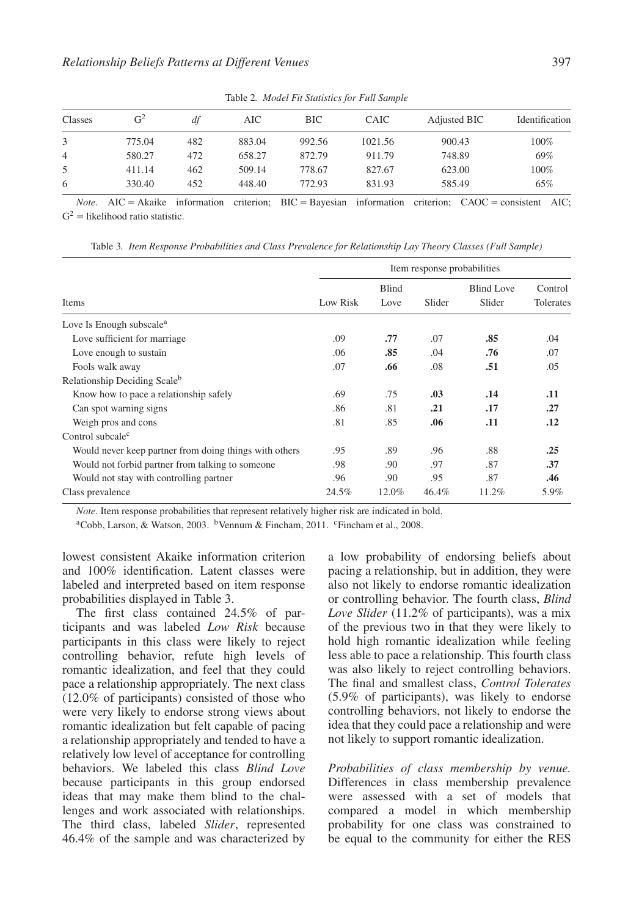Table 2. *Model Fit Statistics for Full Sample*

| Classes | $G^2$ | *df* | AIC | BIC | CAIC | Adjusted BIC | Identification |
|---|---|---|---|---|---|---|---|
| 3 | 775.04 | 482 | 883.04 | 992.56 | 1021.56 | 900.43 | 100% |
| 4 | 580.27 | 472 | 658.27 | 872.79 | 911.79 | 748.89 | 69% |
| 5 | 411.14 | 462 | 509.14 | 778.67 | 827.67 | 623.00 | 100% |
| 6 | 330.40 | 452 | 448.40 | 772.93 | 831.93 | 585.49 | 65% |

*Note*. AIC = Akaike information criterion; BIC = Bayesian information criterion; CAOC = consistent AIC; $G^2$ = likelihood ratio statistic.

Table 3. *Item Response Probabilities and Class Prevalence for Relationship Lay Theory Classes (Full Sample)*

| | Item response probabilities | | | | |
|---|---|---|---|---|---|
| Items | Low Risk | Blind Love | Slider | Blind Love Slider | Control Tolerates |
| Love Is Enough subscale[a] | | | | | |
| Love sufficient for marriage | .09 | **.77** | .07 | **.85** | .04 |
| Love enough to sustain | .06 | **.85** | .04 | **.76** | .07 |
| Fools walk away | .07 | **.66** | .08 | **.51** | .05 |
| Relationship Deciding Scale[b] | | | | | |
| Know how to pace a relationship safely | .69 | .75 | **.03** | **.14** | **.11** |
| Can spot warning signs | .86 | .81 | **.21** | **.17** | **.27** |
| Weigh pros and cons | .81 | .85 | **.06** | **.11** | **.12** |
| Control subcale[c] | | | | | |
| Would never keep partner from doing things with others | .95 | .89 | .96 | .88 | **.25** |
| Would not forbid partner from talking to someone | .98 | .90 | .97 | .87 | **.37** |
| Would not stay with controlling partner | .96 | .90 | .95 | .87 | **.46** |
| Class prevalence | 24.5% | 12.0% | 46.4% | 11.2% | 5.9% |

*Note*. Item response probabilities that represent relatively higher risk are indicated in bold.
[a]Cobb, Larson, & Watson, 2003. [b]Vennum & Fincham, 2011. [c]Fincham et al., 2008.

lowest consistent Akaike information criterion and 100% identification. Latent classes were labeled and interpreted based on item response probabilities displayed in Table 3.

The first class contained 24.5% of participants and was labeled *Low Risk* because participants in this class were likely to reject controlling behavior, refute high levels of romantic idealization, and feel that they could pace a relationship appropriately. The next class (12.0% of participants) consisted of those who were very likely to endorse strong views about romantic idealization but felt capable of pacing a relationship appropriately and tended to have a relatively low level of acceptance for controlling behaviors. We labeled this class *Blind Love* because participants in this group endorsed ideas that may make them blind to the challenges and work associated with relationships. The third class, labeled *Slider*, represented 46.4% of the sample and was characterized by a low probability of endorsing beliefs about pacing a relationship, but in addition, they were also not likely to endorse romantic idealization or controlling behavior. The fourth class, *Blind Love Slider* (11.2% of participants), was a mix of the previous two in that they were likely to hold high romantic idealization while feeling less able to pace a relationship. This fourth class was also likely to reject controlling behaviors. The final and smallest class, *Control Tolerates* (5.9% of participants), was likely to endorse controlling behaviors, not likely to endorse the idea that they could pace a relationship and were not likely to support romantic idealization.

*Probabilities of class membership by venue.* Differences in class membership prevalence were assessed with a set of models that compared a model in which membership probability for one class was constrained to be equal to the community for either the RES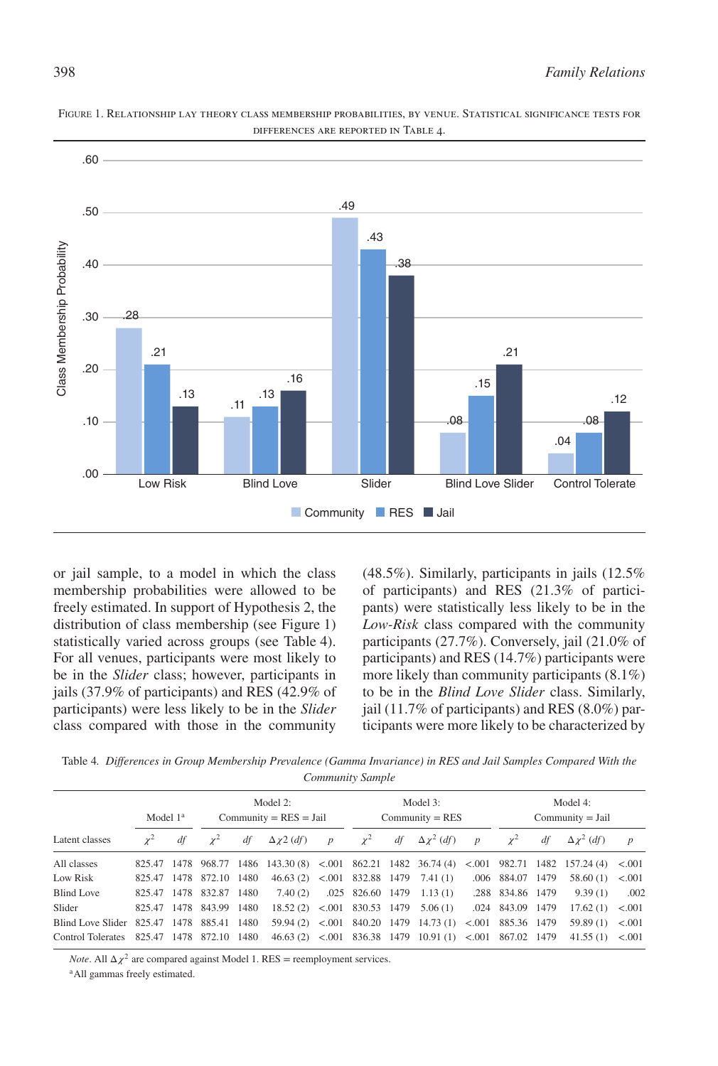FIGURE 1. RELATIONSHIP LAY THEORY CLASS MEMBERSHIP PROBABILITIES, BY VENUE. STATISTICAL SIGNIFICANCE TESTS FOR DIFFERENCES ARE REPORTED IN TABLE 4.

or jail sample, to a model in which the class membership probabilities were allowed to be freely estimated. In support of Hypothesis 2, the distribution of class membership (see Figure 1) statistically varied across groups (see Table 4). For all venues, participants were most likely to be in the *Slider* class; however, participants in jails (37.9% of participants) and RES (42.9% of participants) were less likely to be in the *Slider* class compared with those in the community (48.5%). Similarly, participants in jails (12.5% of participants) and RES (21.3% of participants) were statistically less likely to be in the *Low-Risk* class compared with the community participants (27.7%). Conversely, jail (21.0% of participants) and RES (14.7%) participants were more likely than community participants (8.1%) to be in the *Blind Love Slider* class. Similarly, jail (11.7% of participants) and RES (8.0%) participants were more likely to be characterized by

Table 4. *Differences in Group Membership Prevalence (Gamma Invariance) in RES and Jail Samples Compared With the Community Sample*

| | Model 1[a] | | Model 2: Community = RES = Jail | | | | Model 3: Community = RES | | | | Model 4: Community = Jail | | | |
|---|---|---|---|---|---|---|---|---|---|---|---|---|---|---|
| Latent classes | $\chi^2$ | *df* | $\chi^2$ | *df* | $\Delta\chi2$ (*df*) | *p* | $\chi^2$ | *df* | $\Delta\chi^2$ (*df*) | *p* | $\chi^2$ | *df* | $\Delta\chi^2$ (*df*) | *p* |
| All classes | 825.47 | 1478 | 968.77 | 1486 | 143.30 (8) | <.001 | 862.21 | 1482 | 36.74 (4) | <.001 | 982.71 | 1482 | 157.24 (4) | <.001 |
| Low Risk | 825.47 | 1478 | 872.10 | 1480 | 46.63 (2) | <.001 | 832.88 | 1479 | 7.41 (1) | .006 | 884.07 | 1479 | 58.60 (1) | <.001 |
| Blind Love | 825.47 | 1478 | 832.87 | 1480 | 7.40 (2) | .025 | 826.60 | 1479 | 1.13 (1) | .288 | 834.86 | 1479 | 9.39 (1) | .002 |
| Slider | 825.47 | 1478 | 843.99 | 1480 | 18.52 (2) | <.001 | 830.53 | 1479 | 5.06 (1) | .024 | 843.09 | 1479 | 17.62 (1) | <.001 |
| Blind Love Slider | 825.47 | 1478 | 885.41 | 1480 | 59.94 (2) | <.001 | 840.20 | 1479 | 14.73 (1) | <.001 | 885.36 | 1479 | 59.89 (1) | <.001 |
| Control Tolerates | 825.47 | 1478 | 872.10 | 1480 | 46.63 (2) | <.001 | 836.38 | 1479 | 10.91 (1) | <.001 | 867.02 | 1479 | 41.55 (1) | <.001 |

*Note*. All $\Delta\chi^2$ are compared against Model 1. RES = reemployment services.
[a]All gammas freely estimated.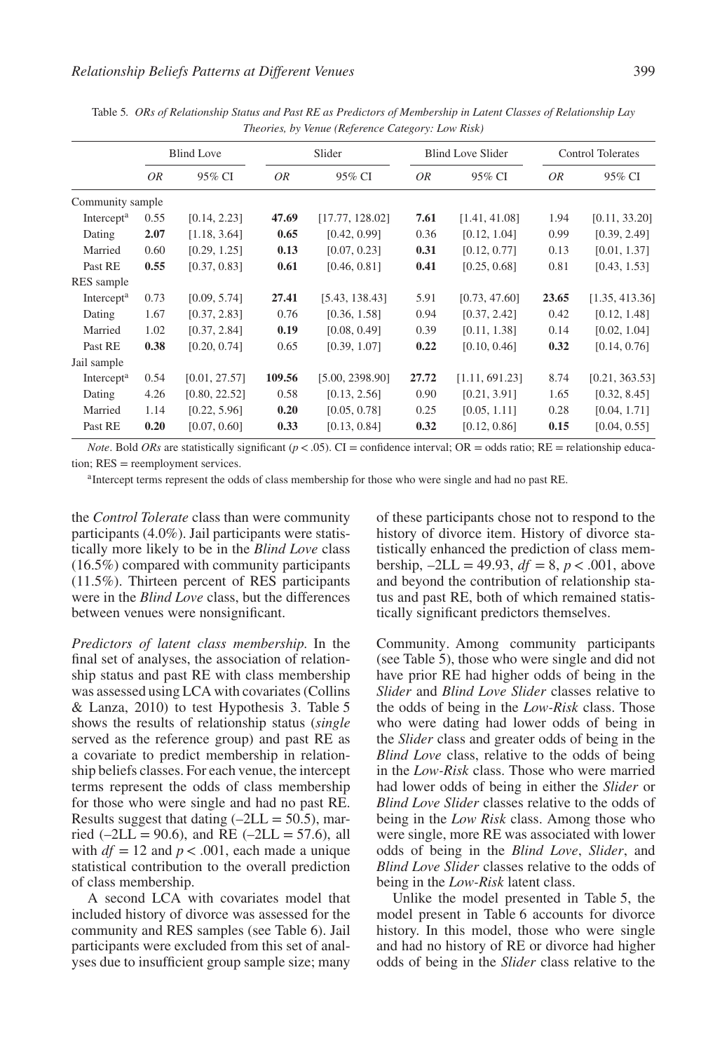Table 5. *ORs of Relationship Status and Past RE as Predictors of Membership in Latent Classes of Relationship Lay Theories, by Venue (Reference Category: Low Risk)*

| | Blind Love | | Slider | | Blind Love Slider | | Control Tolerates | |
|---|---|---|---|---|---|---|---|---|
| | *OR* | 95% CI | *OR* | 95% CI | *OR* | 95% CI | *OR* | 95% CI |
| Community sample | | | | | | | | |
| Intercept[a] | 0.55 | [0.14, 2.23] | **47.69** | [17.77, 128.02] | **7.61** | [1.41, 41.08] | 1.94 | [0.11, 33.20] |
| Dating | **2.07** | [1.18, 3.64] | **0.65** | [0.42, 0.99] | 0.36 | [0.12, 1.04] | 0.99 | [0.39, 2.49] |
| Married | 0.60 | [0.29, 1.25] | **0.13** | [0.07, 0.23] | **0.31** | [0.12, 0.77] | 0.13 | [0.01, 1.37] |
| Past RE | **0.55** | [0.37, 0.83] | **0.61** | [0.46, 0.81] | **0.41** | [0.25, 0.68] | 0.81 | [0.43, 1.53] |
| RES sample | | | | | | | | |
| Intercept[a] | 0.73 | [0.09, 5.74] | **27.41** | [5.43, 138.43] | 5.91 | [0.73, 47.60] | **23.65** | [1.35, 413.36] |
| Dating | 1.67 | [0.37, 2.83] | 0.76 | [0.36, 1.58] | 0.94 | [0.37, 2.42] | 0.42 | [0.12, 1.48] |
| Married | 1.02 | [0.37, 2.84] | **0.19** | [0.08, 0.49] | 0.39 | [0.11, 1.38] | 0.14 | [0.02, 1.04] |
| Past RE | **0.38** | [0.20, 0.74] | 0.65 | [0.39, 1.07] | **0.22** | [0.10, 0.46] | **0.32** | [0.14, 0.76] |
| Jail sample | | | | | | | | |
| Intercept[a] | 0.54 | [0.01, 27.57] | **109.56** | [5.00, 2398.90] | **27.72** | [1.11, 691.23] | 8.74 | [0.21, 363.53] |
| Dating | 4.26 | [0.80, 22.52] | 0.58 | [0.13, 2.56] | 0.90 | [0.21, 3.91] | 1.65 | [0.32, 8.45] |
| Married | 1.14 | [0.22, 5.96] | **0.20** | [0.05, 0.78] | 0.25 | [0.05, 1.11] | 0.28 | [0.04, 1.71] |
| Past RE | **0.20** | [0.07, 0.60] | **0.33** | [0.13, 0.84] | **0.32** | [0.12, 0.86] | **0.15** | [0.04, 0.55] |

*Note*. Bold *ORs* are statistically significant ($p < .05$). CI = confidence interval; OR = odds ratio; RE = relationship education; RES = reemployment services.

[a]Intercept terms represent the odds of class membership for those who were single and had no past RE.

the *Control Tolerate* class than were community participants (4.0%). Jail participants were statistically more likely to be in the *Blind Love* class (16.5%) compared with community participants (11.5%). Thirteen percent of RES participants were in the *Blind Love* class, but the differences between venues were nonsignificant.

*Predictors of latent class membership.* In the final set of analyses, the association of relationship status and past RE with class membership was assessed using LCA with covariates (Collins & Lanza, 2010) to test Hypothesis 3. Table 5 shows the results of relationship status (*single* served as the reference group) and past RE as a covariate to predict membership in relationship beliefs classes. For each venue, the intercept terms represent the odds of class membership for those who were single and had no past RE. Results suggest that dating ($-2LL = 50.5$), married ($-2LL = 90.6$), and RE ($-2LL = 57.6$), all with $df = 12$ and $p < .001$, each made a unique statistical contribution to the overall prediction of class membership.

A second LCA with covariates model that included history of divorce was assessed for the community and RES samples (see Table 6). Jail participants were excluded from this set of analyses due to insufficient group sample size; many of these participants chose not to respond to the history of divorce item. History of divorce statistically enhanced the prediction of class membership, $-2LL = 49.93$, $df = 8$, $p < .001$, above and beyond the contribution of relationship status and past RE, both of which remained statistically significant predictors themselves.

Community. Among community participants (see Table 5), those who were single and did not have prior RE had higher odds of being in the *Slider* and *Blind Love Slider* classes relative to the odds of being in the *Low-Risk* class. Those who were dating had lower odds of being in the *Slider* class and greater odds of being in the *Blind Love* class, relative to the odds of being in the *Low-Risk* class. Those who were married had lower odds of being in either the *Slider* or *Blind Love Slider* classes relative to the odds of being in the *Low Risk* class. Among those who were single, more RE was associated with lower odds of being in the *Blind Love*, *Slider*, and *Blind Love Slider* classes relative to the odds of being in the *Low-Risk* latent class.

Unlike the model presented in Table 5, the model present in Table 6 accounts for divorce history. In this model, those who were single and had no history of RE or divorce had higher odds of being in the *Slider* class relative to the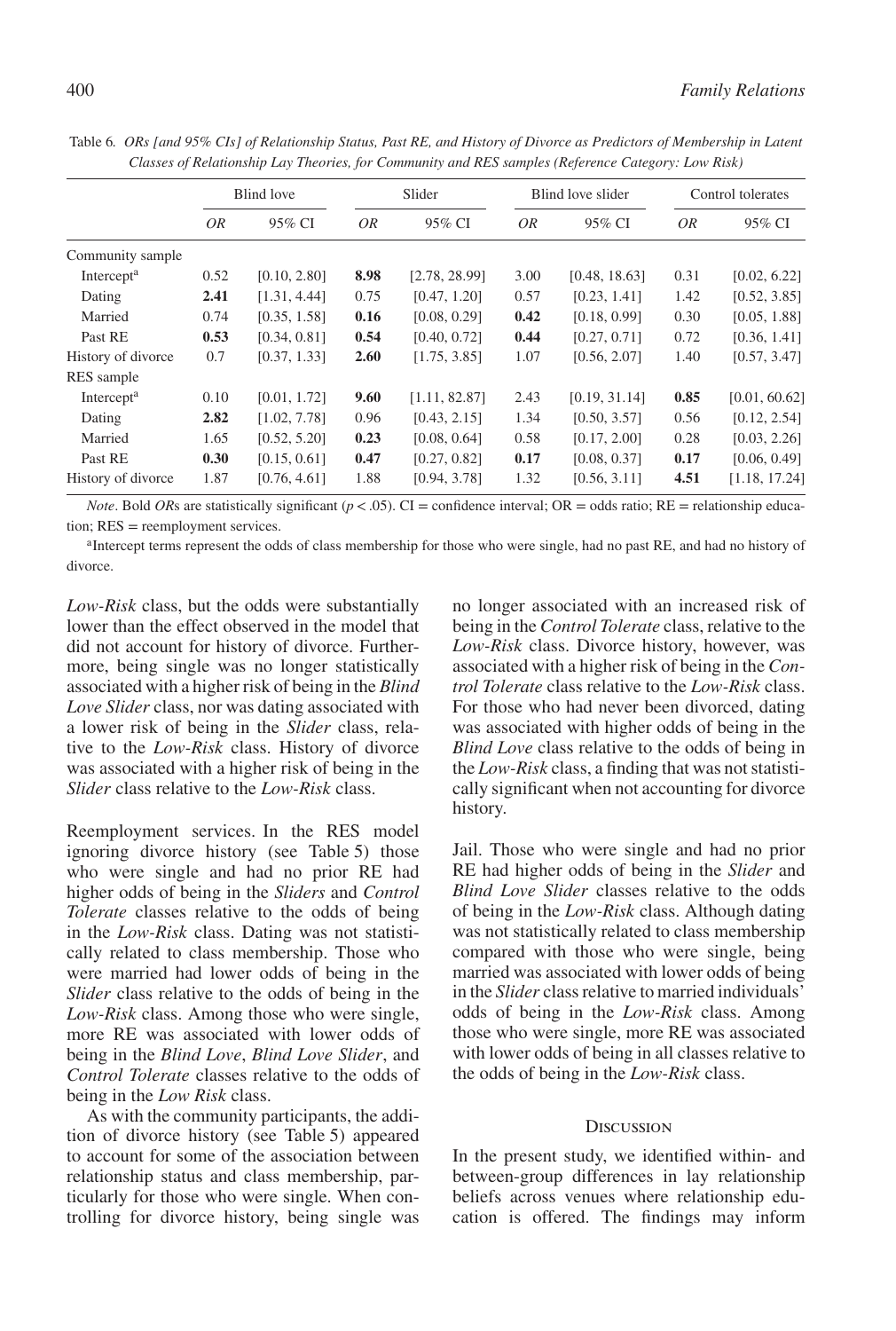Table 6. *ORs [and 95% CIs] of Relationship Status, Past RE, and History of Divorce as Predictors of Membership in Latent Classes of Relationship Lay Theories, for Community and RES samples (Reference Category: Low Risk)*

| | Blind love | | Slider | | Blind love slider | | Control tolerates | |
|---|---|---|---|---|---|---|---|---|
| | *OR* | 95% CI | *OR* | 95% CI | *OR* | 95% CI | *OR* | 95% CI |
| Community sample | | | | | | | | |
| Intercept[a] | 0.52 | [0.10, 2.80] | **8.98** | [2.78, 28.99] | 3.00 | [0.48, 18.63] | 0.31 | [0.02, 6.22] |
| Dating | **2.41** | [1.31, 4.44] | 0.75 | [0.47, 1.20] | 0.57 | [0.23, 1.41] | 1.42 | [0.52, 3.85] |
| Married | 0.74 | [0.35, 1.58] | **0.16** | [0.08, 0.29] | **0.42** | [0.18, 0.99] | 0.30 | [0.05, 1.88] |
| Past RE | **0.53** | [0.34, 0.81] | **0.54** | [0.40, 0.72] | **0.44** | [0.27, 0.71] | 0.72 | [0.36, 1.41] |
| History of divorce | 0.7 | [0.37, 1.33] | **2.60** | [1.75, 3.85] | 1.07 | [0.56, 2.07] | 1.40 | [0.57, 3.47] |
| RES sample | | | | | | | | |
| Intercept[a] | 0.10 | [0.01, 1.72] | **9.60** | [1.11, 82.87] | 2.43 | [0.19, 31.14] | **0.85** | [0.01, 60.62] |
| Dating | **2.82** | [1.02, 7.78] | 0.96 | [0.43, 2.15] | 1.34 | [0.50, 3.57] | 0.56 | [0.12, 2.54] |
| Married | 1.65 | [0.52, 5.20] | **0.23** | [0.08, 0.64] | 0.58 | [0.17, 2.00] | 0.28 | [0.03, 2.26] |
| Past RE | **0.30** | [0.15, 0.61] | **0.47** | [0.27, 0.82] | **0.17** | [0.08, 0.37] | **0.17** | [0.06, 0.49] |
| History of divorce | 1.87 | [0.76, 4.61] | 1.88 | [0.94, 3.78] | 1.32 | [0.56, 3.11] | **4.51** | [1.18, 17.24] |

*Note*. Bold *OR*s are statistically significant ($p < .05$). CI = confidence interval; OR = odds ratio; RE = relationship education; RES = reemployment services.

[a]Intercept terms represent the odds of class membership for those who were single, had no past RE, and had no history of divorce.

*Low-Risk* class, but the odds were substantially lower than the effect observed in the model that did not account for history of divorce. Furthermore, being single was no longer statistically associated with a higher risk of being in the *Blind Love Slider* class, nor was dating associated with a lower risk of being in the *Slider* class, relative to the *Low-Risk* class. History of divorce was associated with a higher risk of being in the *Slider* class relative to the *Low-Risk* class.

Reemployment services. In the RES model ignoring divorce history (see Table 5) those who were single and had no prior RE had higher odds of being in the *Sliders* and *Control Tolerate* classes relative to the odds of being in the *Low-Risk* class. Dating was not statistically related to class membership. Those who were married had lower odds of being in the *Slider* class relative to the odds of being in the *Low-Risk* class. Among those who were single, more RE was associated with lower odds of being in the *Blind Love*, *Blind Love Slider*, and *Control Tolerate* classes relative to the odds of being in the *Low Risk* class.

As with the community participants, the addition of divorce history (see Table 5) appeared to account for some of the association between relationship status and class membership, particularly for those who were single. When controlling for divorce history, being single was no longer associated with an increased risk of being in the *Control Tolerate* class, relative to the *Low-Risk* class. Divorce history, however, was associated with a higher risk of being in the *Control Tolerate* class relative to the *Low-Risk* class. For those who had never been divorced, dating was associated with higher odds of being in the *Blind Love* class relative to the odds of being in the *Low-Risk* class, a finding that was not statistically significant when not accounting for divorce history.

Jail. Those who were single and had no prior RE had higher odds of being in the *Slider* and *Blind Love Slider* classes relative to the odds of being in the *Low-Risk* class. Although dating was not statistically related to class membership compared with those who were single, being married was associated with lower odds of being in the *Slider* class relative to married individuals' odds of being in the *Low-Risk* class. Among those who were single, more RE was associated with lower odds of being in all classes relative to the odds of being in the *Low-Risk* class.

## Discussion

In the present study, we identified within- and between-group differences in lay relationship beliefs across venues where relationship education is offered. The findings may inform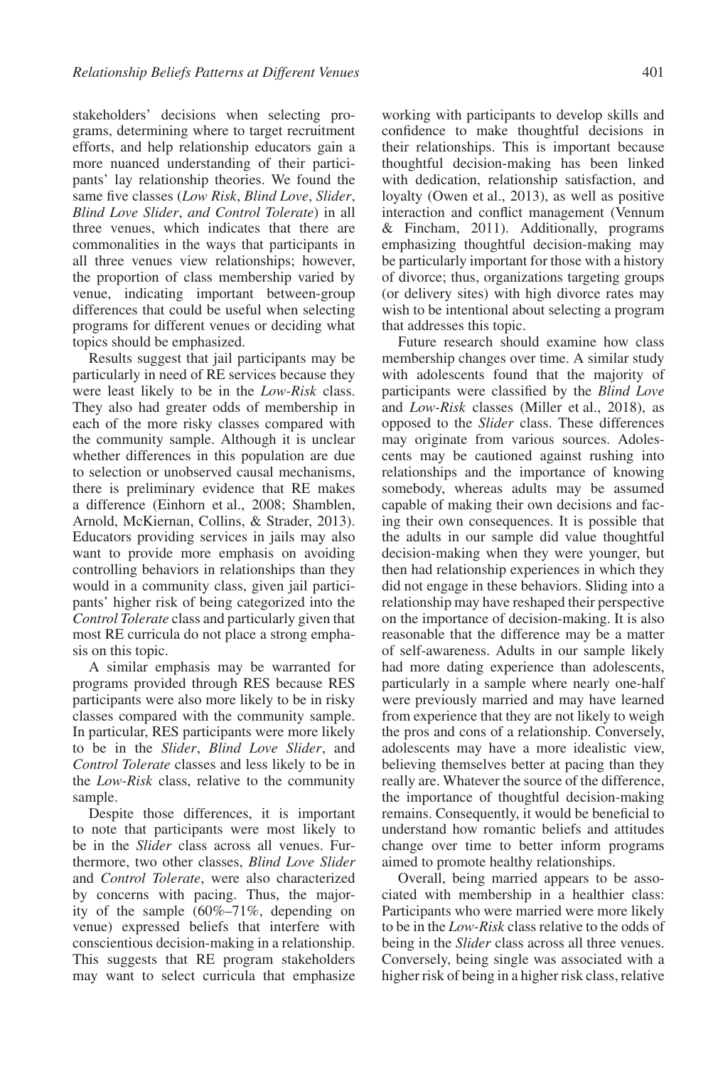stakeholders' decisions when selecting programs, determining where to target recruitment efforts, and help relationship educators gain a more nuanced understanding of their participants' lay relationship theories. We found the same five classes (*Low Risk*, *Blind Love*, *Slider*, *Blind Love Slider*, *and Control Tolerate*) in all three venues, which indicates that there are commonalities in the ways that participants in all three venues view relationships; however, the proportion of class membership varied by venue, indicating important between-group differences that could be useful when selecting programs for different venues or deciding what topics should be emphasized.

Results suggest that jail participants may be particularly in need of RE services because they were least likely to be in the *Low-Risk* class. They also had greater odds of membership in each of the more risky classes compared with the community sample. Although it is unclear whether differences in this population are due to selection or unobserved causal mechanisms, there is preliminary evidence that RE makes a difference (Einhorn et al., 2008; Shamblen, Arnold, McKiernan, Collins, & Strader, 2013). Educators providing services in jails may also want to provide more emphasis on avoiding controlling behaviors in relationships than they would in a community class, given jail participants' higher risk of being categorized into the *Control Tolerate* class and particularly given that most RE curricula do not place a strong emphasis on this topic.

A similar emphasis may be warranted for programs provided through RES because RES participants were also more likely to be in risky classes compared with the community sample. In particular, RES participants were more likely to be in the *Slider*, *Blind Love Slider*, and *Control Tolerate* classes and less likely to be in the *Low-Risk* class, relative to the community sample.

Despite those differences, it is important to note that participants were most likely to be in the *Slider* class across all venues. Furthermore, two other classes, *Blind Love Slider* and *Control Tolerate*, were also characterized by concerns with pacing. Thus, the majority of the sample (60%–71%, depending on venue) expressed beliefs that interfere with conscientious decision-making in a relationship. This suggests that RE program stakeholders may want to select curricula that emphasize working with participants to develop skills and confidence to make thoughtful decisions in their relationships. This is important because thoughtful decision-making has been linked with dedication, relationship satisfaction, and loyalty (Owen et al., 2013), as well as positive interaction and conflict management (Vennum & Fincham, 2011). Additionally, programs emphasizing thoughtful decision-making may be particularly important for those with a history of divorce; thus, organizations targeting groups (or delivery sites) with high divorce rates may wish to be intentional about selecting a program that addresses this topic.

Future research should examine how class membership changes over time. A similar study with adolescents found that the majority of participants were classified by the *Blind Love* and *Low-Risk* classes (Miller et al., 2018), as opposed to the *Slider* class. These differences may originate from various sources. Adolescents may be cautioned against rushing into relationships and the importance of knowing somebody, whereas adults may be assumed capable of making their own decisions and facing their own consequences. It is possible that the adults in our sample did value thoughtful decision-making when they were younger, but then had relationship experiences in which they did not engage in these behaviors. Sliding into a relationship may have reshaped their perspective on the importance of decision-making. It is also reasonable that the difference may be a matter of self-awareness. Adults in our sample likely had more dating experience than adolescents, particularly in a sample where nearly one-half were previously married and may have learned from experience that they are not likely to weigh the pros and cons of a relationship. Conversely, adolescents may have a more idealistic view, believing themselves better at pacing than they really are. Whatever the source of the difference, the importance of thoughtful decision-making remains. Consequently, it would be beneficial to understand how romantic beliefs and attitudes change over time to better inform programs aimed to promote healthy relationships.

Overall, being married appears to be associated with membership in a healthier class: Participants who were married were more likely to be in the *Low-Risk* class relative to the odds of being in the *Slider* class across all three venues. Conversely, being single was associated with a higher risk of being in a higher risk class, relative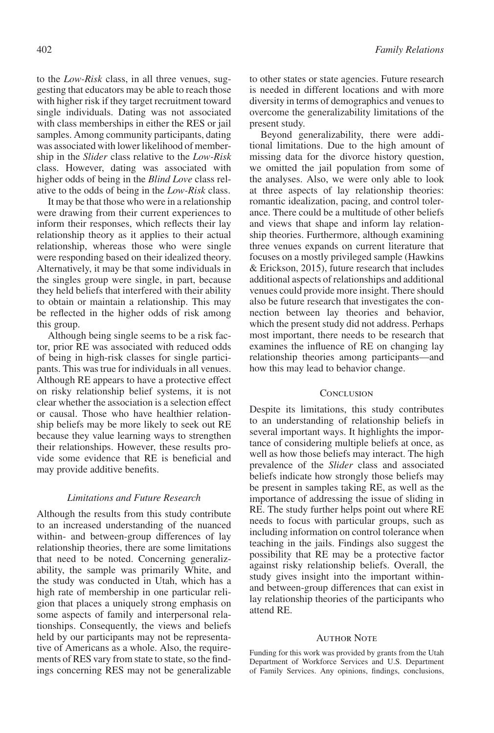to the *Low-Risk* class, in all three venues, suggesting that educators may be able to reach those with higher risk if they target recruitment toward single individuals. Dating was not associated with class memberships in either the RES or jail samples. Among community participants, dating was associated with lower likelihood of membership in the *Slider* class relative to the *Low-Risk* class. However, dating was associated with higher odds of being in the *Blind Love* class relative to the odds of being in the *Low-Risk* class.

It may be that those who were in a relationship were drawing from their current experiences to inform their responses, which reflects their lay relationship theory as it applies to their actual relationship, whereas those who were single were responding based on their idealized theory. Alternatively, it may be that some individuals in the singles group were single, in part, because they held beliefs that interfered with their ability to obtain or maintain a relationship. This may be reflected in the higher odds of risk among this group.

Although being single seems to be a risk factor, prior RE was associated with reduced odds of being in high-risk classes for single participants. This was true for individuals in all venues. Although RE appears to have a protective effect on risky relationship belief systems, it is not clear whether the association is a selection effect or causal. Those who have healthier relationship beliefs may be more likely to seek out RE because they value learning ways to strengthen their relationships. However, these results provide some evidence that RE is beneficial and may provide additive benefits.

### *Limitations and Future Research*

Although the results from this study contribute to an increased understanding of the nuanced within- and between-group differences of lay relationship theories, there are some limitations that need to be noted. Concerning generalizability, the sample was primarily White, and the study was conducted in Utah, which has a high rate of membership in one particular religion that places a uniquely strong emphasis on some aspects of family and interpersonal relationships. Consequently, the views and beliefs held by our participants may not be representative of Americans as a whole. Also, the requirements of RES vary from state to state, so the findings concerning RES may not be generalizable to other states or state agencies. Future research is needed in different locations and with more diversity in terms of demographics and venues to overcome the generalizability limitations of the present study.

Beyond generalizability, there were additional limitations. Due to the high amount of missing data for the divorce history question, we omitted the jail population from some of the analyses. Also, we were only able to look at three aspects of lay relationship theories: romantic idealization, pacing, and control tolerance. There could be a multitude of other beliefs and views that shape and inform lay relationship theories. Furthermore, although examining three venues expands on current literature that focuses on a mostly privileged sample (Hawkins & Erickson, 2015), future research that includes additional aspects of relationships and additional venues could provide more insight. There should also be future research that investigates the connection between lay theories and behavior, which the present study did not address. Perhaps most important, there needs to be research that examines the influence of RE on changing lay relationship theories among participants—and how this may lead to behavior change.

## Conclusion

Despite its limitations, this study contributes to an understanding of relationship beliefs in several important ways. It highlights the importance of considering multiple beliefs at once, as well as how those beliefs may interact. The high prevalence of the *Slider* class and associated beliefs indicate how strongly those beliefs may be present in samples taking RE, as well as the importance of addressing the issue of sliding in RE. The study further helps point out where RE needs to focus with particular groups, such as including information on control tolerance when teaching in the jails. Findings also suggest the possibility that RE may be a protective factor against risky relationship beliefs. Overall, the study gives insight into the important within- and between-group differences that can exist in lay relationship theories of the participants who attend RE.

## Author Note

Funding for this work was provided by grants from the Utah Department of Workforce Services and U.S. Department of Family Services. Any opinions, findings, conclusions,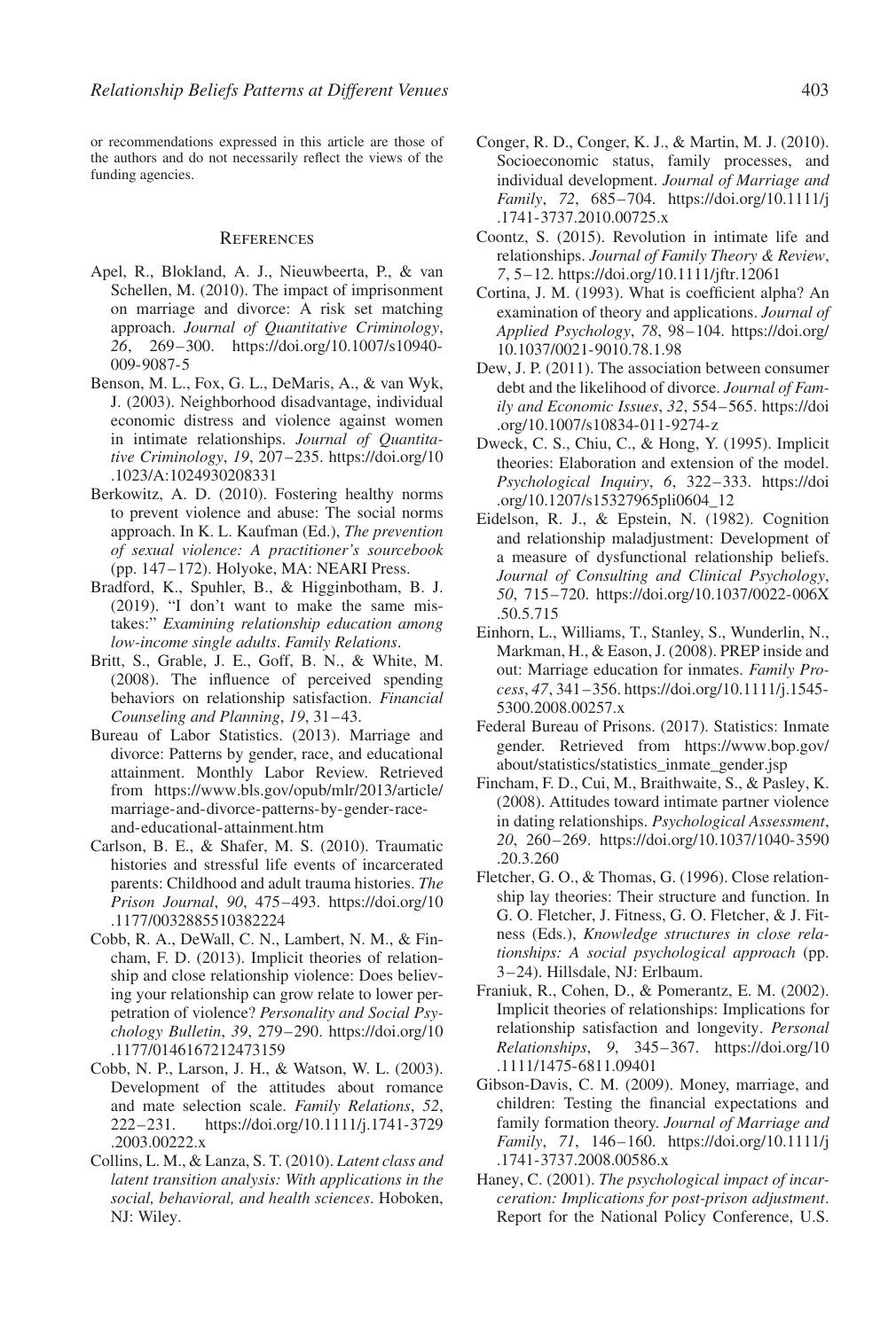or recommendations expressed in this article are those of the authors and do not necessarily reflect the views of the funding agencies.

## References

Apel, R., Blokland, A. J., Nieuwbeerta, P., & van Schellen, M. (2010). The impact of imprisonment on marriage and divorce: A risk set matching approach. *Journal of Quantitative Criminology*, *26*, 269–300. https://doi.org/10.1007/s10940-009-9087-5

Benson, M. L., Fox, G. L., DeMaris, A., & van Wyk, J. (2003). Neighborhood disadvantage, individual economic distress and violence against women in intimate relationships. *Journal of Quantitative Criminology*, *19*, 207–235. https://doi.org/10.1023/A:1024930208331

Berkowitz, A. D. (2010). Fostering healthy norms to prevent violence and abuse: The social norms approach. In K. L. Kaufman (Ed.), *The prevention of sexual violence: A practitioner's sourcebook* (pp. 147–172). Holyoke, MA: NEARI Press.

Bradford, K., Spuhler, B., & Higginbotham, B. J. (2019). "I don't want to make the same mistakes:" *Examining relationship education among low-income single adults*. *Family Relations*.

Britt, S., Grable, J. E., Goff, B. N., & White, M. (2008). The influence of perceived spending behaviors on relationship satisfaction. *Financial Counseling and Planning*, *19*, 31–43.

Bureau of Labor Statistics. (2013). Marriage and divorce: Patterns by gender, race, and educational attainment. Monthly Labor Review. Retrieved from https://www.bls.gov/opub/mlr/2013/article/marriage-and-divorce-patterns-by-gender-race-and-educational-attainment.htm

Carlson, B. E., & Shafer, M. S. (2010). Traumatic histories and stressful life events of incarcerated parents: Childhood and adult trauma histories. *The Prison Journal*, *90*, 475–493. https://doi.org/10.1177/0032885510382224

Cobb, R. A., DeWall, C. N., Lambert, N. M., & Fincham, F. D. (2013). Implicit theories of relationship and close relationship violence: Does believing your relationship can grow relate to lower perpetration of violence? *Personality and Social Psychology Bulletin*, *39*, 279–290. https://doi.org/10.1177/0146167212473159

Cobb, N. P., Larson, J. H., & Watson, W. L. (2003). Development of the attitudes about romance and mate selection scale. *Family Relations*, *52*, 222–231. https://doi.org/10.1111/j.1741-3729.2003.00222.x

Collins, L. M., & Lanza, S. T. (2010). *Latent class and latent transition analysis: With applications in the social, behavioral, and health sciences*. Hoboken, NJ: Wiley.

Conger, R. D., Conger, K. J., & Martin, M. J. (2010). Socioeconomic status, family processes, and individual development. *Journal of Marriage and Family*, *72*, 685–704. https://doi.org/10.1111/j.1741-3737.2010.00725.x

Coontz, S. (2015). Revolution in intimate life and relationships. *Journal of Family Theory & Review*, *7*, 5–12. https://doi.org/10.1111/jftr.12061

Cortina, J. M. (1993). What is coefficient alpha? An examination of theory and applications. *Journal of Applied Psychology*, *78*, 98–104. https://doi.org/10.1037/0021-9010.78.1.98

Dew, J. P. (2011). The association between consumer debt and the likelihood of divorce. *Journal of Family and Economic Issues*, *32*, 554–565. https://doi.org/10.1007/s10834-011-9274-z

Dweck, C. S., Chiu, C., & Hong, Y. (1995). Implicit theories: Elaboration and extension of the model. *Psychological Inquiry*, *6*, 322–333. https://doi.org/10.1207/s15327965pli0604_12

Eidelson, R. J., & Epstein, N. (1982). Cognition and relationship maladjustment: Development of a measure of dysfunctional relationship beliefs. *Journal of Consulting and Clinical Psychology*, *50*, 715–720. https://doi.org/10.1037/0022-006X.50.5.715

Einhorn, L., Williams, T., Stanley, S., Wunderlin, N., Markman, H., & Eason, J. (2008). PREP inside and out: Marriage education for inmates. *Family Process*, *47*, 341–356. https://doi.org/10.1111/j.1545-5300.2008.00257.x

Federal Bureau of Prisons. (2017). Statistics: Inmate gender. Retrieved from https://www.bop.gov/about/statistics/statistics_inmate_gender.jsp

Fincham, F. D., Cui, M., Braithwaite, S., & Pasley, K. (2008). Attitudes toward intimate partner violence in dating relationships. *Psychological Assessment*, *20*, 260–269. https://doi.org/10.1037/1040-3590.20.3.260

Fletcher, G. O., & Thomas, G. (1996). Close relationship lay theories: Their structure and function. In G. O. Fletcher, J. Fitness, G. O. Fletcher, & J. Fitness (Eds.), *Knowledge structures in close relationships: A social psychological approach* (pp. 3–24). Hillsdale, NJ: Erlbaum.

Franiuk, R., Cohen, D., & Pomerantz, E. M. (2002). Implicit theories of relationships: Implications for relationship satisfaction and longevity. *Personal Relationships*, *9*, 345–367. https://doi.org/10.1111/1475-6811.09401

Gibson-Davis, C. M. (2009). Money, marriage, and children: Testing the financial expectations and family formation theory. *Journal of Marriage and Family*, *71*, 146–160. https://doi.org/10.1111/j.1741-3737.2008.00586.x

Haney, C. (2001). *The psychological impact of incarceration: Implications for post-prison adjustment*. Report for the National Policy Conference, U.S.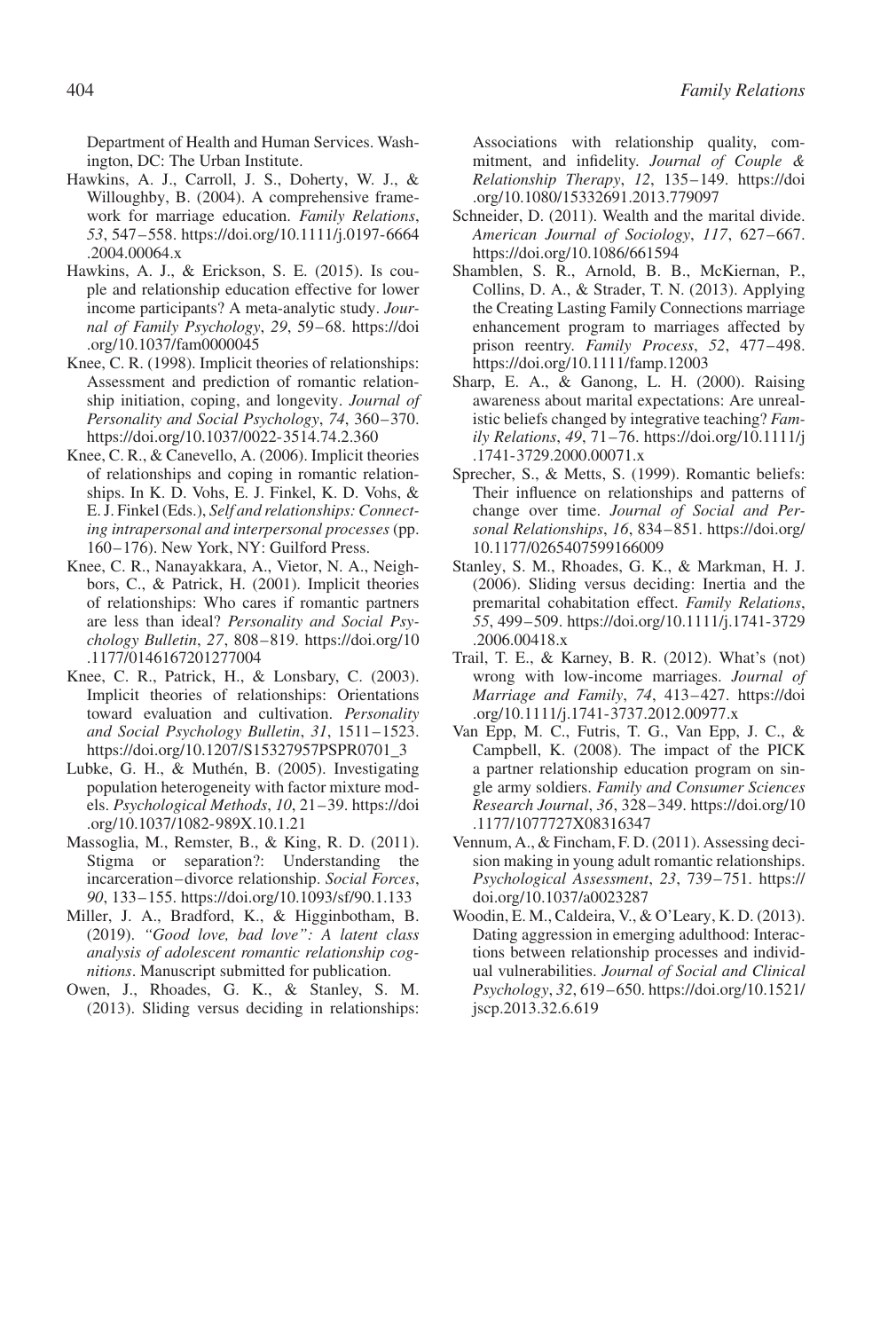Department of Health and Human Services. Washington, DC: The Urban Institute.

Hawkins, A. J., Carroll, J. S., Doherty, W. J., & Willoughby, B. (2004). A comprehensive framework for marriage education. *Family Relations*, *53*, 547–558. https://doi.org/10.1111/j.0197-6664.2004.00064.x

Hawkins, A. J., & Erickson, S. E. (2015). Is couple and relationship education effective for lower income participants? A meta-analytic study. *Journal of Family Psychology*, *29*, 59–68. https://doi.org/10.1037/fam0000045

Knee, C. R. (1998). Implicit theories of relationships: Assessment and prediction of romantic relationship initiation, coping, and longevity. *Journal of Personality and Social Psychology*, *74*, 360–370. https://doi.org/10.1037/0022-3514.74.2.360

Knee, C. R., & Canevello, A. (2006). Implicit theories of relationships and coping in romantic relationships. In K. D. Vohs, E. J. Finkel, K. D. Vohs, & E. J. Finkel (Eds.), *Self and relationships: Connecting intrapersonal and interpersonal processes* (pp. 160–176). New York, NY: Guilford Press.

Knee, C. R., Nanayakkara, A., Vietor, N. A., Neighbors, C., & Patrick, H. (2001). Implicit theories of relationships: Who cares if romantic partners are less than ideal? *Personality and Social Psychology Bulletin*, *27*, 808–819. https://doi.org/10.1177/0146167201277004

Knee, C. R., Patrick, H., & Lonsbary, C. (2003). Implicit theories of relationships: Orientations toward evaluation and cultivation. *Personality and Social Psychology Bulletin*, *31*, 1511–1523. https://doi.org/10.1207/S15327957PSPR0701_3

Lubke, G. H., & Muthén, B. (2005). Investigating population heterogeneity with factor mixture models. *Psychological Methods*, *10*, 21–39. https://doi.org/10.1037/1082-989X.10.1.21

Massoglia, M., Remster, B., & King, R. D. (2011). Stigma or separation?: Understanding the incarceration–divorce relationship. *Social Forces*, *90*, 133–155. https://doi.org/10.1093/sf/90.1.133

Miller, J. A., Bradford, K., & Higginbotham, B. (2019). *"Good love, bad love": A latent class analysis of adolescent romantic relationship cognitions*. Manuscript submitted for publication.

Owen, J., Rhoades, G. K., & Stanley, S. M. (2013). Sliding versus deciding in relationships: Associations with relationship quality, commitment, and infidelity. *Journal of Couple & Relationship Therapy*, *12*, 135–149. https://doi.org/10.1080/15332691.2013.779097

Schneider, D. (2011). Wealth and the marital divide. *American Journal of Sociology*, *117*, 627–667. https://doi.org/10.1086/661594

Shamblen, S. R., Arnold, B. B., McKiernan, P., Collins, D. A., & Strader, T. N. (2013). Applying the Creating Lasting Family Connections marriage enhancement program to marriages affected by prison reentry. *Family Process*, *52*, 477–498. https://doi.org/10.1111/famp.12003

Sharp, E. A., & Ganong, L. H. (2000). Raising awareness about marital expectations: Are unrealistic beliefs changed by integrative teaching? *Family Relations*, *49*, 71–76. https://doi.org/10.1111/j.1741-3729.2000.00071.x

Sprecher, S., & Metts, S. (1999). Romantic beliefs: Their influence on relationships and patterns of change over time. *Journal of Social and Personal Relationships*, *16*, 834–851. https://doi.org/10.1177/0265407599166009

Stanley, S. M., Rhoades, G. K., & Markman, H. J. (2006). Sliding versus deciding: Inertia and the premarital cohabitation effect. *Family Relations*, *55*, 499–509. https://doi.org/10.1111/j.1741-3729.2006.00418.x

Trail, T. E., & Karney, B. R. (2012). What's (not) wrong with low-income marriages. *Journal of Marriage and Family*, *74*, 413–427. https://doi.org/10.1111/j.1741-3737.2012.00977.x

Van Epp, M. C., Futris, T. G., Van Epp, J. C., & Campbell, K. (2008). The impact of the PICK a partner relationship education program on single army soldiers. *Family and Consumer Sciences Research Journal*, *36*, 328–349. https://doi.org/10.1177/1077727X08316347

Vennum, A., & Fincham, F. D. (2011). Assessing decision making in young adult romantic relationships. *Psychological Assessment*, *23*, 739–751. https://doi.org/10.1037/a0023287

Woodin, E. M., Caldeira, V., & O'Leary, K. D. (2013). Dating aggression in emerging adulthood: Interactions between relationship processes and individual vulnerabilities. *Journal of Social and Clinical Psychology*, *32*, 619–650. https://doi.org/10.1521/jscp.2013.32.6.619